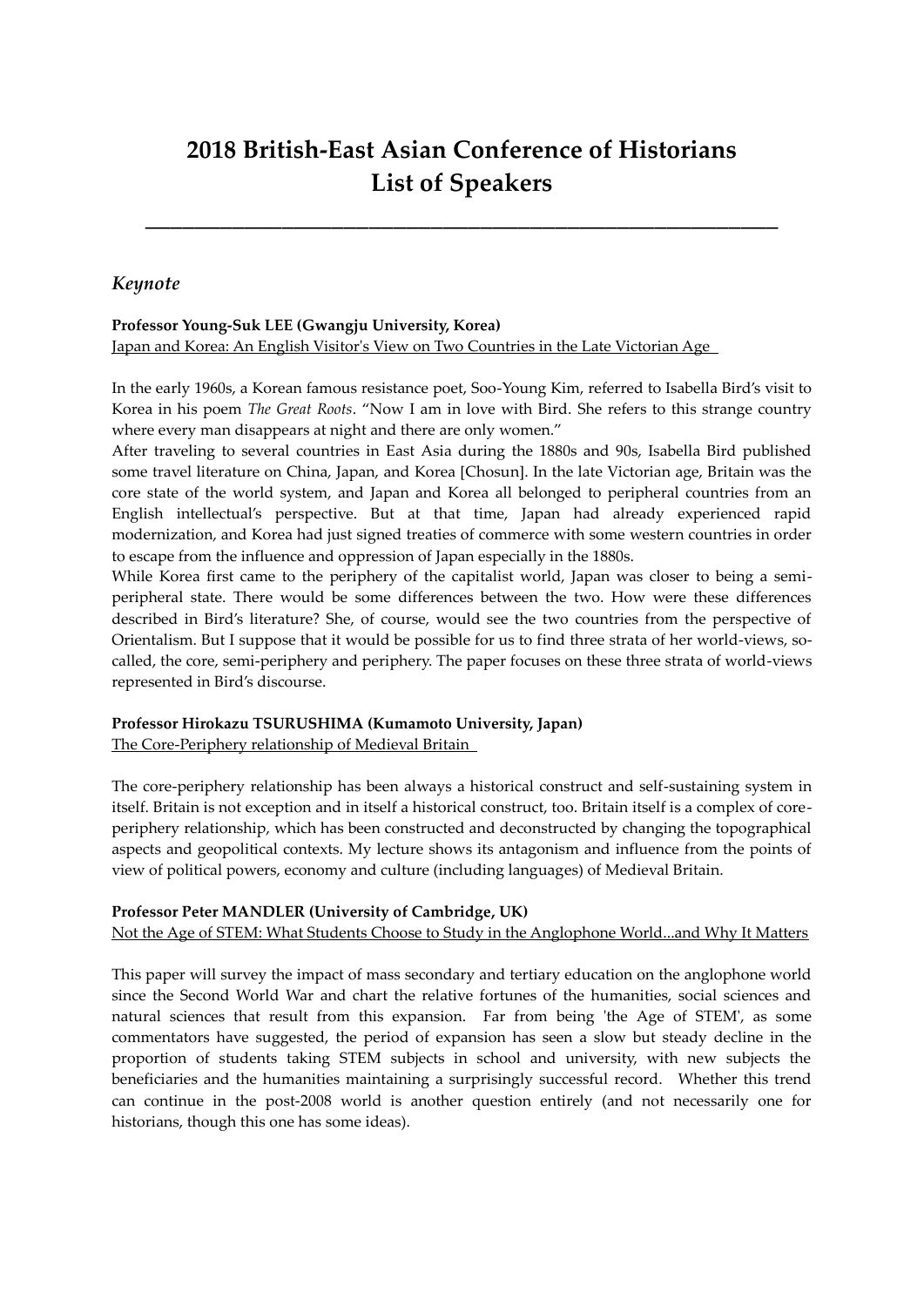# 2018 British-East Asian Conference of Historians
# List of Speakers

---

## *Keynote*

**Professor Young-Suk LEE (Gwangju University, Korea)**
Japan and Korea: An English Visitor's View on Two Countries in the Late Victorian Age

In the early 1960s, a Korean famous resistance poet, Soo-Young Kim, referred to Isabella Bird's visit to Korea in his poem *The Great Roots*. "Now I am in love with Bird. She refers to this strange country where every man disappears at night and there are only women."
After traveling to several countries in East Asia during the 1880s and 90s, Isabella Bird published some travel literature on China, Japan, and Korea [Chosun]. In the late Victorian age, Britain was the core state of the world system, and Japan and Korea all belonged to peripheral countries from an English intellectual's perspective. But at that time, Japan had already experienced rapid modernization, and Korea had just signed treaties of commerce with some western countries in order to escape from the influence and oppression of Japan especially in the 1880s.
While Korea first came to the periphery of the capitalist world, Japan was closer to being a semi-peripheral state. There would be some differences between the two. How were these differences described in Bird's literature? She, of course, would see the two countries from the perspective of Orientalism. But I suppose that it would be possible for us to find three strata of her world-views, so-called, the core, semi-periphery and periphery. The paper focuses on these three strata of world-views represented in Bird's discourse.

**Professor Hirokazu TSURUSHIMA (Kumamoto University, Japan)**
The Core-Periphery relationship of Medieval Britain

The core-periphery relationship has been always a historical construct and self-sustaining system in itself. Britain is not exception and in itself a historical construct, too. Britain itself is a complex of core-periphery relationship, which has been constructed and deconstructed by changing the topographical aspects and geopolitical contexts. My lecture shows its antagonism and influence from the points of view of political powers, economy and culture (including languages) of Medieval Britain.

**Professor Peter MANDLER (University of Cambridge, UK)**
Not the Age of STEM: What Students Choose to Study in the Anglophone World...and Why It Matters

This paper will survey the impact of mass secondary and tertiary education on the anglophone world since the Second World War and chart the relative fortunes of the humanities, social sciences and natural sciences that result from this expansion. Far from being 'the Age of STEM', as some commentators have suggested, the period of expansion has seen a slow but steady decline in the proportion of students taking STEM subjects in school and university, with new subjects the beneficiaries and the humanities maintaining a surprisingly successful record. Whether this trend can continue in the post-2008 world is another question entirely (and not necessarily one for historians, though this one has some ideas).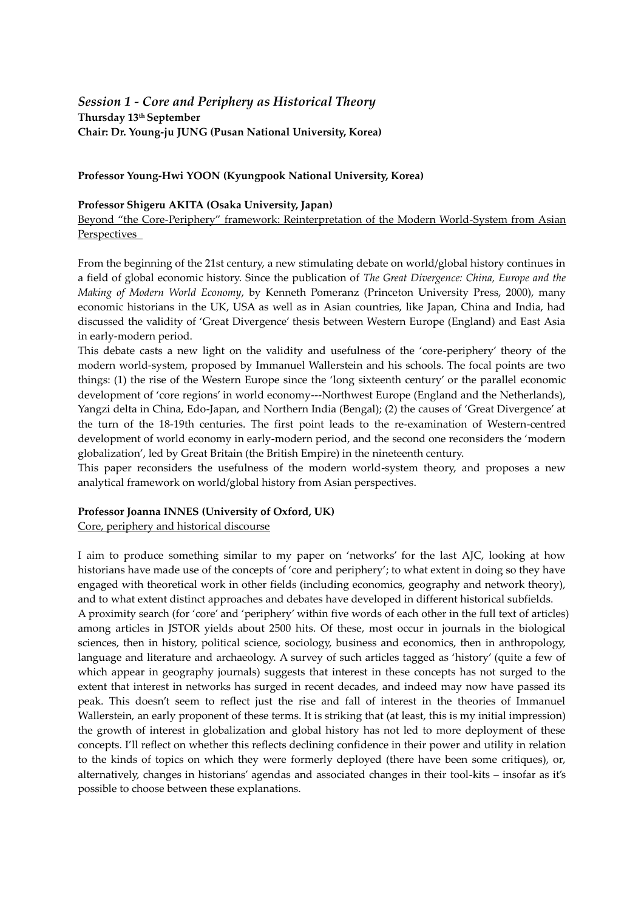## *Session 1 - Core and Periphery as Historical Theory*

**Thursday 13th September**
**Chair: Dr. Young-ju JUNG (Pusan National University, Korea)**

**Professor Young-Hwi YOON (Kyungpook National University, Korea)**

**Professor Shigeru AKITA (Osaka University, Japan)**

Beyond "the Core-Periphery" framework: Reinterpretation of the Modern World-System from Asian Perspectives

From the beginning of the 21st century, a new stimulating debate on world/global history continues in a field of global economic history. Since the publication of *The Great Divergence: China, Europe and the Making of Modern World Economy*, by Kenneth Pomeranz (Princeton University Press, 2000), many economic historians in the UK, USA as well as in Asian countries, like Japan, China and India, had discussed the validity of 'Great Divergence' thesis between Western Europe (England) and East Asia in early-modern period.

This debate casts a new light on the validity and usefulness of the 'core-periphery' theory of the modern world-system, proposed by Immanuel Wallerstein and his schools. The focal points are two things: (1) the rise of the Western Europe since the 'long sixteenth century' or the parallel economic development of 'core regions' in world economy---Northwest Europe (England and the Netherlands), Yangzi delta in China, Edo-Japan, and Northern India (Bengal); (2) the causes of 'Great Divergence' at the turn of the 18-19th centuries. The first point leads to the re-examination of Western-centred development of world economy in early-modern period, and the second one reconsiders the 'modern globalization', led by Great Britain (the British Empire) in the nineteenth century.

This paper reconsiders the usefulness of the modern world-system theory, and proposes a new analytical framework on world/global history from Asian perspectives.

**Professor Joanna INNES (University of Oxford, UK)**

Core, periphery and historical discourse

I aim to produce something similar to my paper on 'networks' for the last AJC, looking at how historians have made use of the concepts of 'core and periphery'; to what extent in doing so they have engaged with theoretical work in other fields (including economics, geography and network theory), and to what extent distinct approaches and debates have developed in different historical subfields.

A proximity search (for 'core' and 'periphery' within five words of each other in the full text of articles) among articles in JSTOR yields about 2500 hits. Of these, most occur in journals in the biological sciences, then in history, political science, sociology, business and economics, then in anthropology, language and literature and archaeology. A survey of such articles tagged as 'history' (quite a few of which appear in geography journals) suggests that interest in these concepts has not surged to the extent that interest in networks has surged in recent decades, and indeed may now have passed its peak. This doesn't seem to reflect just the rise and fall of interest in the theories of Immanuel Wallerstein, an early proponent of these terms. It is striking that (at least, this is my initial impression) the growth of interest in globalization and global history has not led to more deployment of these concepts. I'll reflect on whether this reflects declining confidence in their power and utility in relation to the kinds of topics on which they were formerly deployed (there have been some critiques), or, alternatively, changes in historians' agendas and associated changes in their tool-kits – insofar as it's possible to choose between these explanations.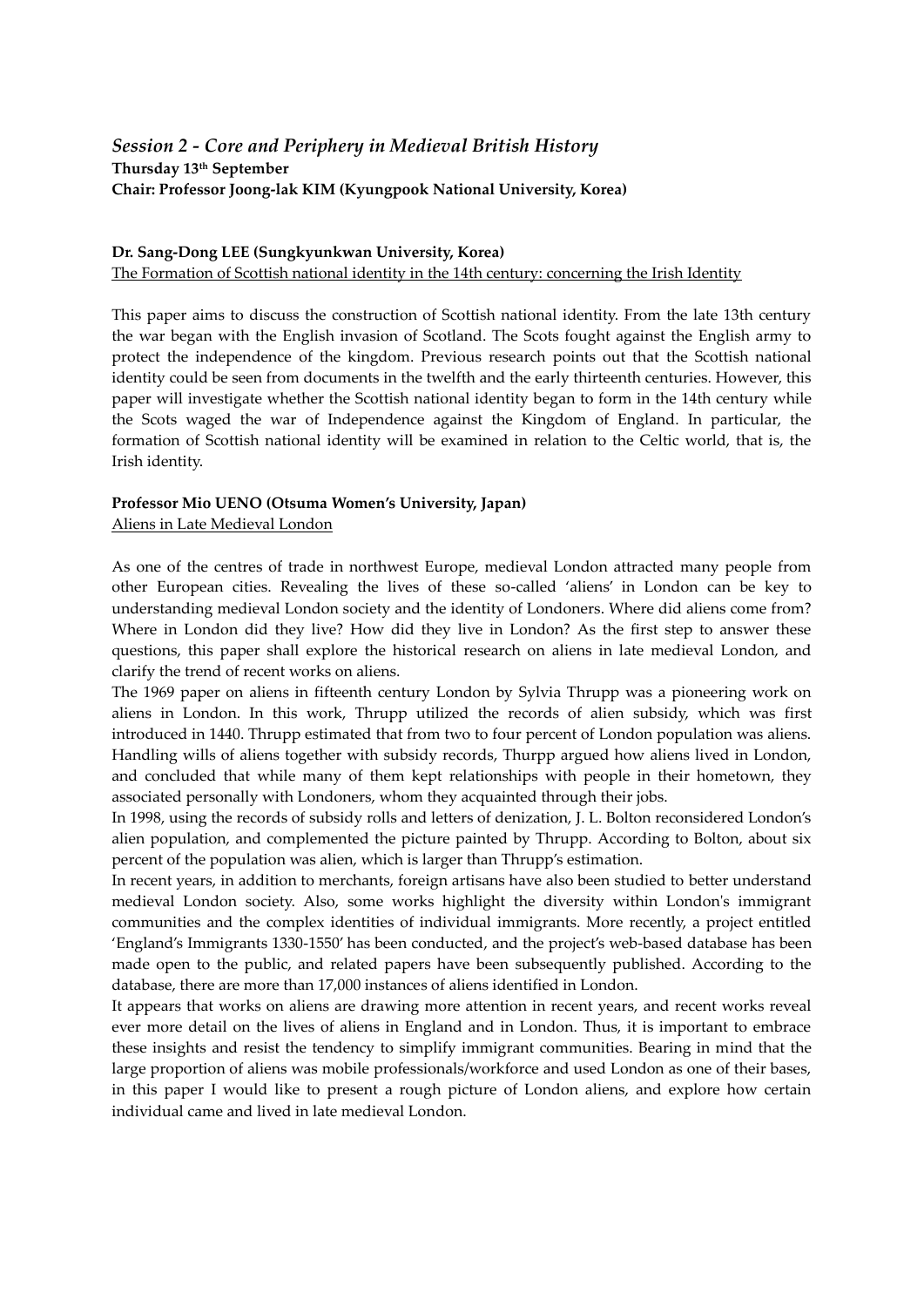## *Session 2 - Core and Periphery in Medieval British History*

**Thursday 13th September**

**Chair: Professor Joong-lak KIM (Kyungpook National University, Korea)**

**Dr. Sang-Dong LEE (Sungkyunkwan University, Korea)**

The Formation of Scottish national identity in the 14th century: concerning the Irish Identity

This paper aims to discuss the construction of Scottish national identity. From the late 13th century the war began with the English invasion of Scotland. The Scots fought against the English army to protect the independence of the kingdom. Previous research points out that the Scottish national identity could be seen from documents in the twelfth and the early thirteenth centuries. However, this paper will investigate whether the Scottish national identity began to form in the 14th century while the Scots waged the war of Independence against the Kingdom of England. In particular, the formation of Scottish national identity will be examined in relation to the Celtic world, that is, the Irish identity.

**Professor Mio UENO (Otsuma Women's University, Japan)**

Aliens in Late Medieval London

As one of the centres of trade in northwest Europe, medieval London attracted many people from other European cities. Revealing the lives of these so-called 'aliens' in London can be key to understanding medieval London society and the identity of Londoners. Where did aliens come from? Where in London did they live? How did they live in London? As the first step to answer these questions, this paper shall explore the historical research on aliens in late medieval London, and clarify the trend of recent works on aliens.

The 1969 paper on aliens in fifteenth century London by Sylvia Thrupp was a pioneering work on aliens in London. In this work, Thrupp utilized the records of alien subsidy, which was first introduced in 1440. Thrupp estimated that from two to four percent of London population was aliens. Handling wills of aliens together with subsidy records, Thurpp argued how aliens lived in London, and concluded that while many of them kept relationships with people in their hometown, they associated personally with Londoners, whom they acquainted through their jobs.

In 1998, using the records of subsidy rolls and letters of denization, J. L. Bolton reconsidered London's alien population, and complemented the picture painted by Thrupp. According to Bolton, about six percent of the population was alien, which is larger than Thrupp's estimation.

In recent years, in addition to merchants, foreign artisans have also been studied to better understand medieval London society. Also, some works highlight the diversity within London's immigrant communities and the complex identities of individual immigrants. More recently, a project entitled 'England's Immigrants 1330-1550' has been conducted, and the project's web-based database has been made open to the public, and related papers have been subsequently published. According to the database, there are more than 17,000 instances of aliens identified in London.

It appears that works on aliens are drawing more attention in recent years, and recent works reveal ever more detail on the lives of aliens in England and in London. Thus, it is important to embrace these insights and resist the tendency to simplify immigrant communities. Bearing in mind that the large proportion of aliens was mobile professionals/workforce and used London as one of their bases, in this paper I would like to present a rough picture of London aliens, and explore how certain individual came and lived in late medieval London.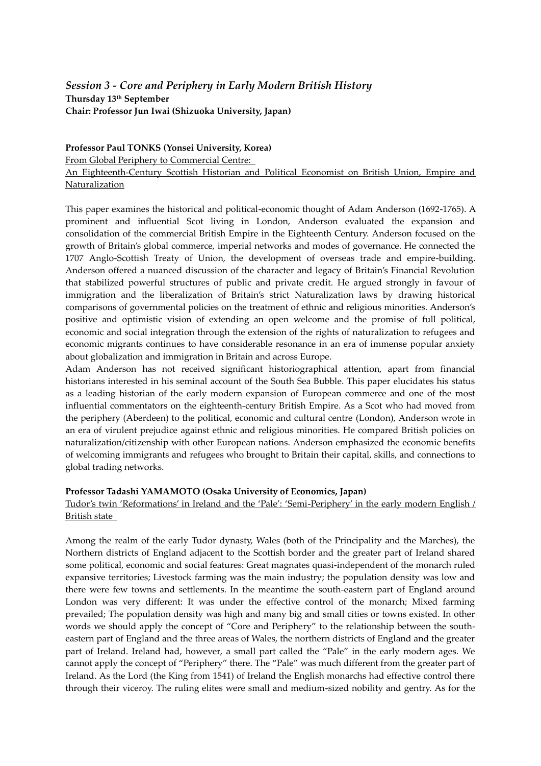## *Session 3 - Core and Periphery in Early Modern British History*

**Thursday 13th September**
**Chair: Professor Jun Iwai (Shizuoka University, Japan)**

**Professor Paul TONKS (Yonsei University, Korea)**

From Global Periphery to Commercial Centre:
An Eighteenth-Century Scottish Historian and Political Economist on British Union, Empire and Naturalization

This paper examines the historical and political-economic thought of Adam Anderson (1692-1765). A prominent and influential Scot living in London, Anderson evaluated the expansion and consolidation of the commercial British Empire in the Eighteenth Century. Anderson focused on the growth of Britain's global commerce, imperial networks and modes of governance. He connected the 1707 Anglo-Scottish Treaty of Union, the development of overseas trade and empire-building. Anderson offered a nuanced discussion of the character and legacy of Britain's Financial Revolution that stabilized powerful structures of public and private credit. He argued strongly in favour of immigration and the liberalization of Britain's strict Naturalization laws by drawing historical comparisons of governmental policies on the treatment of ethnic and religious minorities. Anderson's positive and optimistic vision of extending an open welcome and the promise of full political, economic and social integration through the extension of the rights of naturalization to refugees and economic migrants continues to have considerable resonance in an era of immense popular anxiety about globalization and immigration in Britain and across Europe.

Adam Anderson has not received significant historiographical attention, apart from financial historians interested in his seminal account of the South Sea Bubble. This paper elucidates his status as a leading historian of the early modern expansion of European commerce and one of the most influential commentators on the eighteenth-century British Empire. As a Scot who had moved from the periphery (Aberdeen) to the political, economic and cultural centre (London), Anderson wrote in an era of virulent prejudice against ethnic and religious minorities. He compared British policies on naturalization/citizenship with other European nations. Anderson emphasized the economic benefits of welcoming immigrants and refugees who brought to Britain their capital, skills, and connections to global trading networks.

**Professor Tadashi YAMAMOTO (Osaka University of Economics, Japan)**

Tudor's twin 'Reformations' in Ireland and the 'Pale': 'Semi-Periphery' in the early modern English / British state

Among the realm of the early Tudor dynasty, Wales (both of the Principality and the Marches), the Northern districts of England adjacent to the Scottish border and the greater part of Ireland shared some political, economic and social features: Great magnates quasi-independent of the monarch ruled expansive territories; Livestock farming was the main industry; the population density was low and there were few towns and settlements. In the meantime the south-eastern part of England around London was very different: It was under the effective control of the monarch; Mixed farming prevailed; The population density was high and many big and small cities or towns existed. In other words we should apply the concept of "Core and Periphery" to the relationship between the south-eastern part of England and the three areas of Wales, the northern districts of England and the greater part of Ireland. Ireland had, however, a small part called the "Pale" in the early modern ages. We cannot apply the concept of "Periphery" there. The "Pale" was much different from the greater part of Ireland. As the Lord (the King from 1541) of Ireland the English monarchs had effective control there through their viceroy. The ruling elites were small and medium-sized nobility and gentry. As for the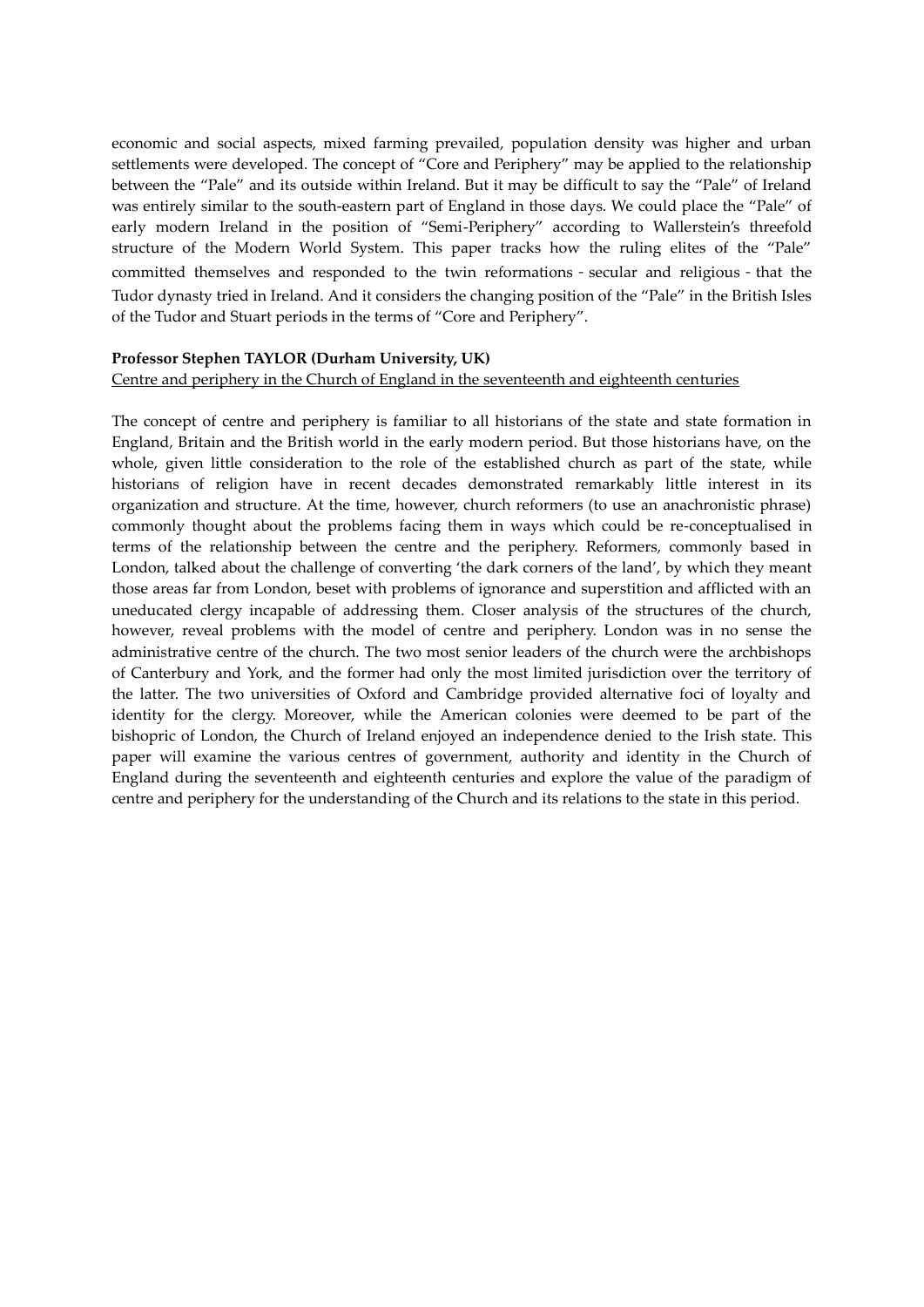economic and social aspects, mixed farming prevailed, population density was higher and urban settlements were developed. The concept of "Core and Periphery" may be applied to the relationship between the "Pale" and its outside within Ireland. But it may be difficult to say the "Pale" of Ireland was entirely similar to the south-eastern part of England in those days. We could place the "Pale" of early modern Ireland in the position of "Semi-Periphery" according to Wallerstein's threefold structure of the Modern World System. This paper tracks how the ruling elites of the "Pale" committed themselves and responded to the twin reformations - secular and religious - that the Tudor dynasty tried in Ireland. And it considers the changing position of the "Pale" in the British Isles of the Tudor and Stuart periods in the terms of "Core and Periphery".

**Professor Stephen TAYLOR (Durham University, UK)**

<u>Centre and periphery in the Church of England in the seventeenth and eighteenth centuries</u>

The concept of centre and periphery is familiar to all historians of the state and state formation in England, Britain and the British world in the early modern period. But those historians have, on the whole, given little consideration to the role of the established church as part of the state, while historians of religion have in recent decades demonstrated remarkably little interest in its organization and structure. At the time, however, church reformers (to use an anachronistic phrase) commonly thought about the problems facing them in ways which could be re-conceptualised in terms of the relationship between the centre and the periphery. Reformers, commonly based in London, talked about the challenge of converting 'the dark corners of the land', by which they meant those areas far from London, beset with problems of ignorance and superstition and afflicted with an uneducated clergy incapable of addressing them. Closer analysis of the structures of the church, however, reveal problems with the model of centre and periphery. London was in no sense the administrative centre of the church. The two most senior leaders of the church were the archbishops of Canterbury and York, and the former had only the most limited jurisdiction over the territory of the latter. The two universities of Oxford and Cambridge provided alternative foci of loyalty and identity for the clergy. Moreover, while the American colonies were deemed to be part of the bishopric of London, the Church of Ireland enjoyed an independence denied to the Irish state. This paper will examine the various centres of government, authority and identity in the Church of England during the seventeenth and eighteenth centuries and explore the value of the paradigm of centre and periphery for the understanding of the Church and its relations to the state in this period.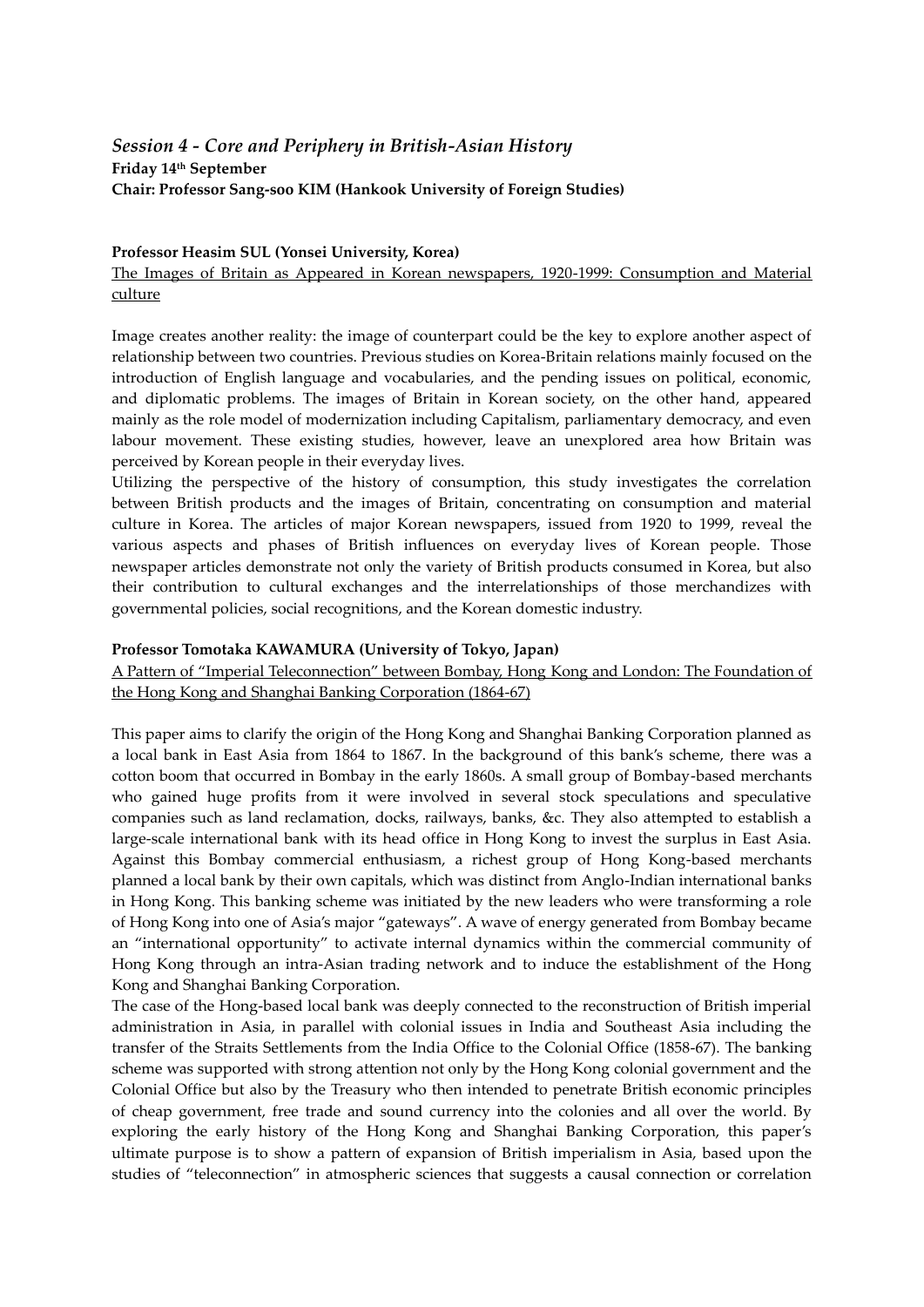## *Session 4 - Core and Periphery in British-Asian History*

**Friday 14th September**
**Chair: Professor Sang-soo KIM (Hankook University of Foreign Studies)**

**Professor Heasim SUL (Yonsei University, Korea)**

The Images of Britain as Appeared in Korean newspapers, 1920-1999: Consumption and Material culture

Image creates another reality: the image of counterpart could be the key to explore another aspect of relationship between two countries. Previous studies on Korea-Britain relations mainly focused on the introduction of English language and vocabularies, and the pending issues on political, economic, and diplomatic problems. The images of Britain in Korean society, on the other hand, appeared mainly as the role model of modernization including Capitalism, parliamentary democracy, and even labour movement. These existing studies, however, leave an unexplored area how Britain was perceived by Korean people in their everyday lives.

Utilizing the perspective of the history of consumption, this study investigates the correlation between British products and the images of Britain, concentrating on consumption and material culture in Korea. The articles of major Korean newspapers, issued from 1920 to 1999, reveal the various aspects and phases of British influences on everyday lives of Korean people. Those newspaper articles demonstrate not only the variety of British products consumed in Korea, but also their contribution to cultural exchanges and the interrelationships of those merchandizes with governmental policies, social recognitions, and the Korean domestic industry.

**Professor Tomotaka KAWAMURA (University of Tokyo, Japan)**

A Pattern of "Imperial Teleconnection" between Bombay, Hong Kong and London: The Foundation of the Hong Kong and Shanghai Banking Corporation (1864-67)

This paper aims to clarify the origin of the Hong Kong and Shanghai Banking Corporation planned as a local bank in East Asia from 1864 to 1867. In the background of this bank's scheme, there was a cotton boom that occurred in Bombay in the early 1860s. A small group of Bombay-based merchants who gained huge profits from it were involved in several stock speculations and speculative companies such as land reclamation, docks, railways, banks, &c. They also attempted to establish a large-scale international bank with its head office in Hong Kong to invest the surplus in East Asia. Against this Bombay commercial enthusiasm, a richest group of Hong Kong-based merchants planned a local bank by their own capitals, which was distinct from Anglo-Indian international banks in Hong Kong. This banking scheme was initiated by the new leaders who were transforming a role of Hong Kong into one of Asia's major "gateways". A wave of energy generated from Bombay became an "international opportunity" to activate internal dynamics within the commercial community of Hong Kong through an intra-Asian trading network and to induce the establishment of the Hong Kong and Shanghai Banking Corporation.

The case of the Hong-based local bank was deeply connected to the reconstruction of British imperial administration in Asia, in parallel with colonial issues in India and Southeast Asia including the transfer of the Straits Settlements from the India Office to the Colonial Office (1858-67). The banking scheme was supported with strong attention not only by the Hong Kong colonial government and the Colonial Office but also by the Treasury who then intended to penetrate British economic principles of cheap government, free trade and sound currency into the colonies and all over the world. By exploring the early history of the Hong Kong and Shanghai Banking Corporation, this paper's ultimate purpose is to show a pattern of expansion of British imperialism in Asia, based upon the studies of "teleconnection" in atmospheric sciences that suggests a causal connection or correlation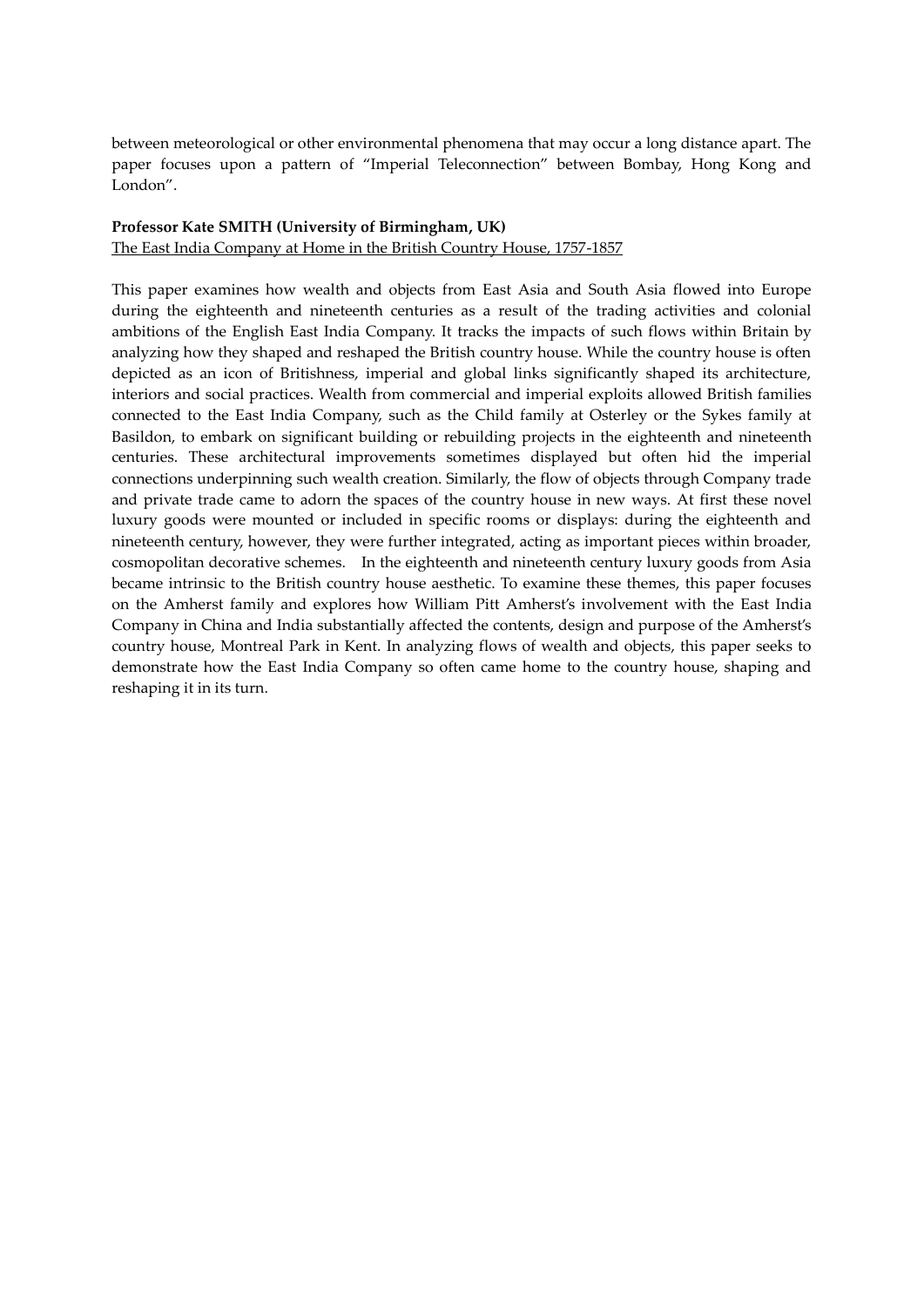between meteorological or other environmental phenomena that may occur a long distance apart. The paper focuses upon a pattern of "Imperial Teleconnection" between Bombay, Hong Kong and London".

**Professor Kate SMITH (University of Birmingham, UK)**

The East India Company at Home in the British Country House, 1757-1857

This paper examines how wealth and objects from East Asia and South Asia flowed into Europe during the eighteenth and nineteenth centuries as a result of the trading activities and colonial ambitions of the English East India Company. It tracks the impacts of such flows within Britain by analyzing how they shaped and reshaped the British country house. While the country house is often depicted as an icon of Britishness, imperial and global links significantly shaped its architecture, interiors and social practices. Wealth from commercial and imperial exploits allowed British families connected to the East India Company, such as the Child family at Osterley or the Sykes family at Basildon, to embark on significant building or rebuilding projects in the eighteenth and nineteenth centuries. These architectural improvements sometimes displayed but often hid the imperial connections underpinning such wealth creation. Similarly, the flow of objects through Company trade and private trade came to adorn the spaces of the country house in new ways. At first these novel luxury goods were mounted or included in specific rooms or displays: during the eighteenth and nineteenth century, however, they were further integrated, acting as important pieces within broader, cosmopolitan decorative schemes. In the eighteenth and nineteenth century luxury goods from Asia became intrinsic to the British country house aesthetic. To examine these themes, this paper focuses on the Amherst family and explores how William Pitt Amherst's involvement with the East India Company in China and India substantially affected the contents, design and purpose of the Amherst's country house, Montreal Park in Kent. In analyzing flows of wealth and objects, this paper seeks to demonstrate how the East India Company so often came home to the country house, shaping and reshaping it in its turn.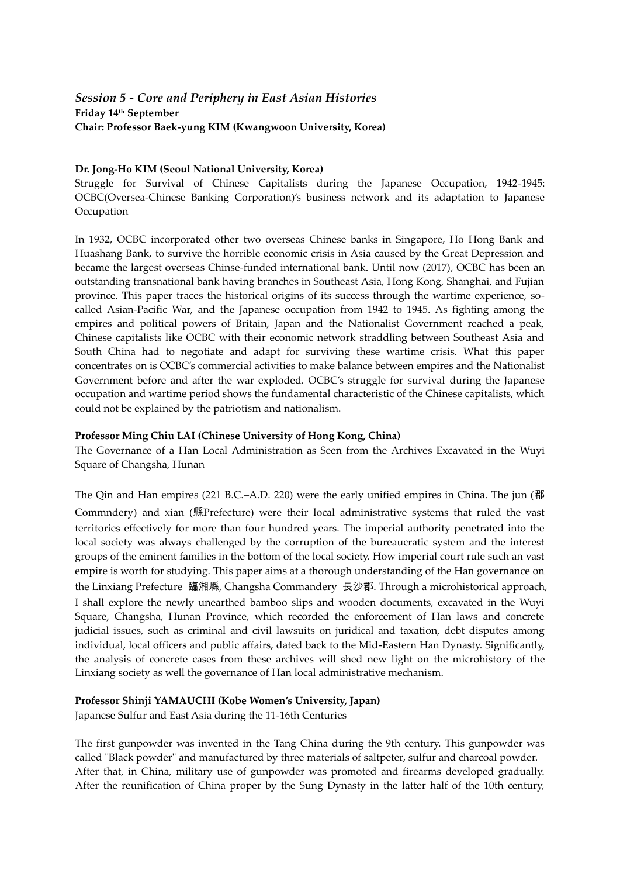## *Session 5 - Core and Periphery in East Asian Histories*

**Friday 14th September**

**Chair: Professor Baek-yung KIM (Kwangwoon University, Korea)**

**Dr. Jong-Ho KIM (Seoul National University, Korea)**

Struggle for Survival of Chinese Capitalists during the Japanese Occupation, 1942-1945: OCBC(Oversea-Chinese Banking Corporation)'s business network and its adaptation to Japanese Occupation

In 1932, OCBC incorporated other two overseas Chinese banks in Singapore, Ho Hong Bank and Huashang Bank, to survive the horrible economic crisis in Asia caused by the Great Depression and became the largest overseas Chinse-funded international bank. Until now (2017), OCBC has been an outstanding transnational bank having branches in Southeast Asia, Hong Kong, Shanghai, and Fujian province. This paper traces the historical origins of its success through the wartime experience, so-called Asian-Pacific War, and the Japanese occupation from 1942 to 1945. As fighting among the empires and political powers of Britain, Japan and the Nationalist Government reached a peak, Chinese capitalists like OCBC with their economic network straddling between Southeast Asia and South China had to negotiate and adapt for surviving these wartime crisis. What this paper concentrates on is OCBC's commercial activities to make balance between empires and the Nationalist Government before and after the war exploded. OCBC's struggle for survival during the Japanese occupation and wartime period shows the fundamental characteristic of the Chinese capitalists, which could not be explained by the patriotism and nationalism.

**Professor Ming Chiu LAI (Chinese University of Hong Kong, China)**

The Governance of a Han Local Administration as Seen from the Archives Excavated in the Wuyi Square of Changsha, Hunan

The Qin and Han empires (221 B.C.–A.D. 220) were the early unified empires in China. The jun (郡 Commndery) and xian (縣Prefecture) were their local administrative systems that ruled the vast territories effectively for more than four hundred years. The imperial authority penetrated into the local society was always challenged by the corruption of the bureaucratic system and the interest groups of the eminent families in the bottom of the local society. How imperial court rule such an vast empire is worth for studying. This paper aims at a thorough understanding of the Han governance on the Linxiang Prefecture 臨湘縣, Changsha Commandery 長沙郡. Through a microhistorical approach, I shall explore the newly unearthed bamboo slips and wooden documents, excavated in the Wuyi Square, Changsha, Hunan Province, which recorded the enforcement of Han laws and concrete judicial issues, such as criminal and civil lawsuits on juridical and taxation, debt disputes among individual, local officers and public affairs, dated back to the Mid-Eastern Han Dynasty. Significantly, the analysis of concrete cases from these archives will shed new light on the microhistory of the Linxiang society as well the governance of Han local administrative mechanism.

**Professor Shinji YAMAUCHI (Kobe Women's University, Japan)**

Japanese Sulfur and East Asia during the 11-16th Centuries

The first gunpowder was invented in the Tang China during the 9th century. This gunpowder was called "Black powder" and manufactured by three materials of saltpeter, sulfur and charcoal powder. After that, in China, military use of gunpowder was promoted and firearms developed gradually. After the reunification of China proper by the Sung Dynasty in the latter half of the 10th century,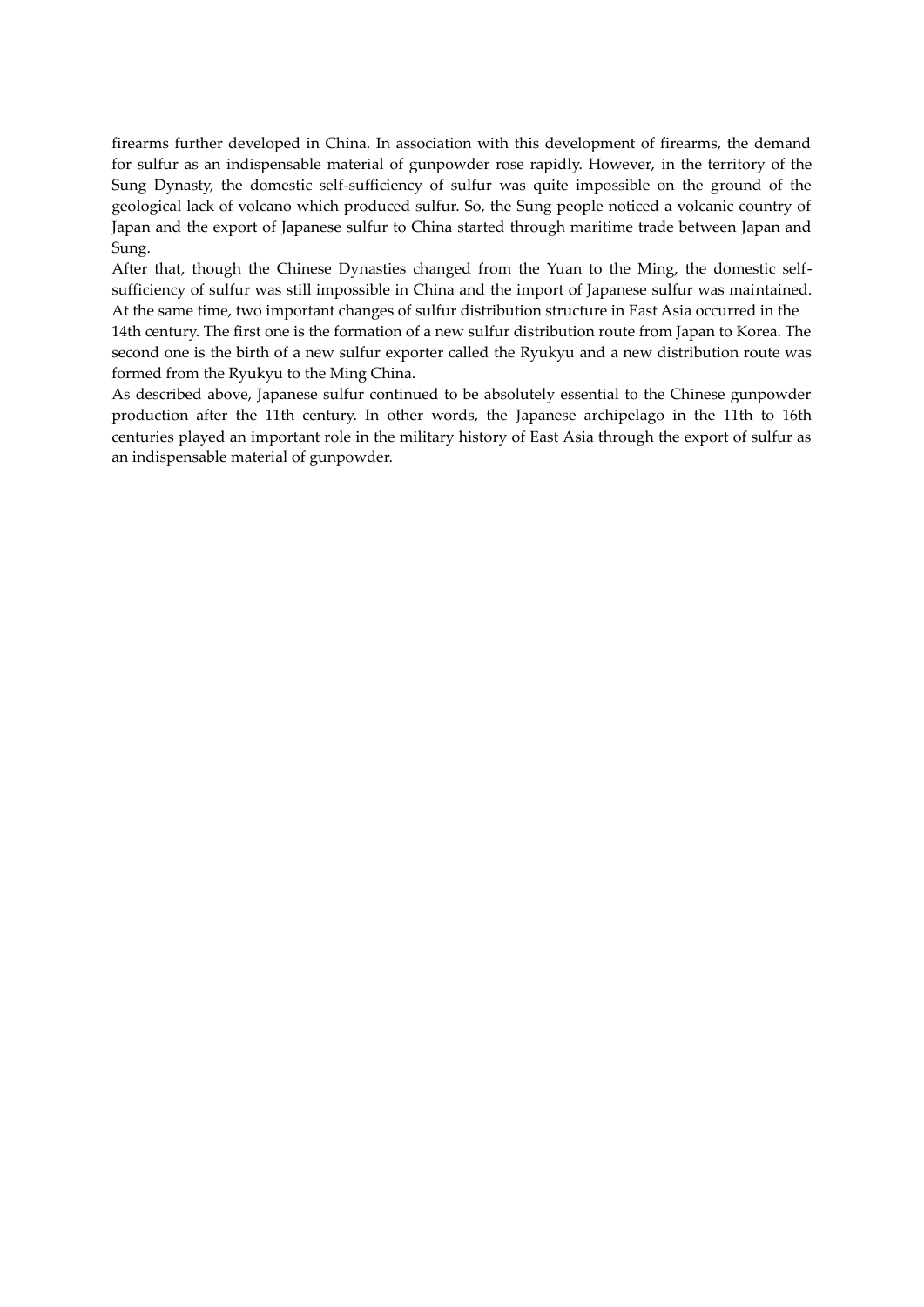firearms further developed in China. In association with this development of firearms, the demand for sulfur as an indispensable material of gunpowder rose rapidly. However, in the territory of the Sung Dynasty, the domestic self-sufficiency of sulfur was quite impossible on the ground of the geological lack of volcano which produced sulfur. So, the Sung people noticed a volcanic country of Japan and the export of Japanese sulfur to China started through maritime trade between Japan and Sung.

After that, though the Chinese Dynasties changed from the Yuan to the Ming, the domestic self-sufficiency of sulfur was still impossible in China and the import of Japanese sulfur was maintained. At the same time, two important changes of sulfur distribution structure in East Asia occurred in the 14th century. The first one is the formation of a new sulfur distribution route from Japan to Korea. The second one is the birth of a new sulfur exporter called the Ryukyu and a new distribution route was formed from the Ryukyu to the Ming China.

As described above, Japanese sulfur continued to be absolutely essential to the Chinese gunpowder production after the 11th century. In other words, the Japanese archipelago in the 11th to 16th centuries played an important role in the military history of East Asia through the export of sulfur as an indispensable material of gunpowder.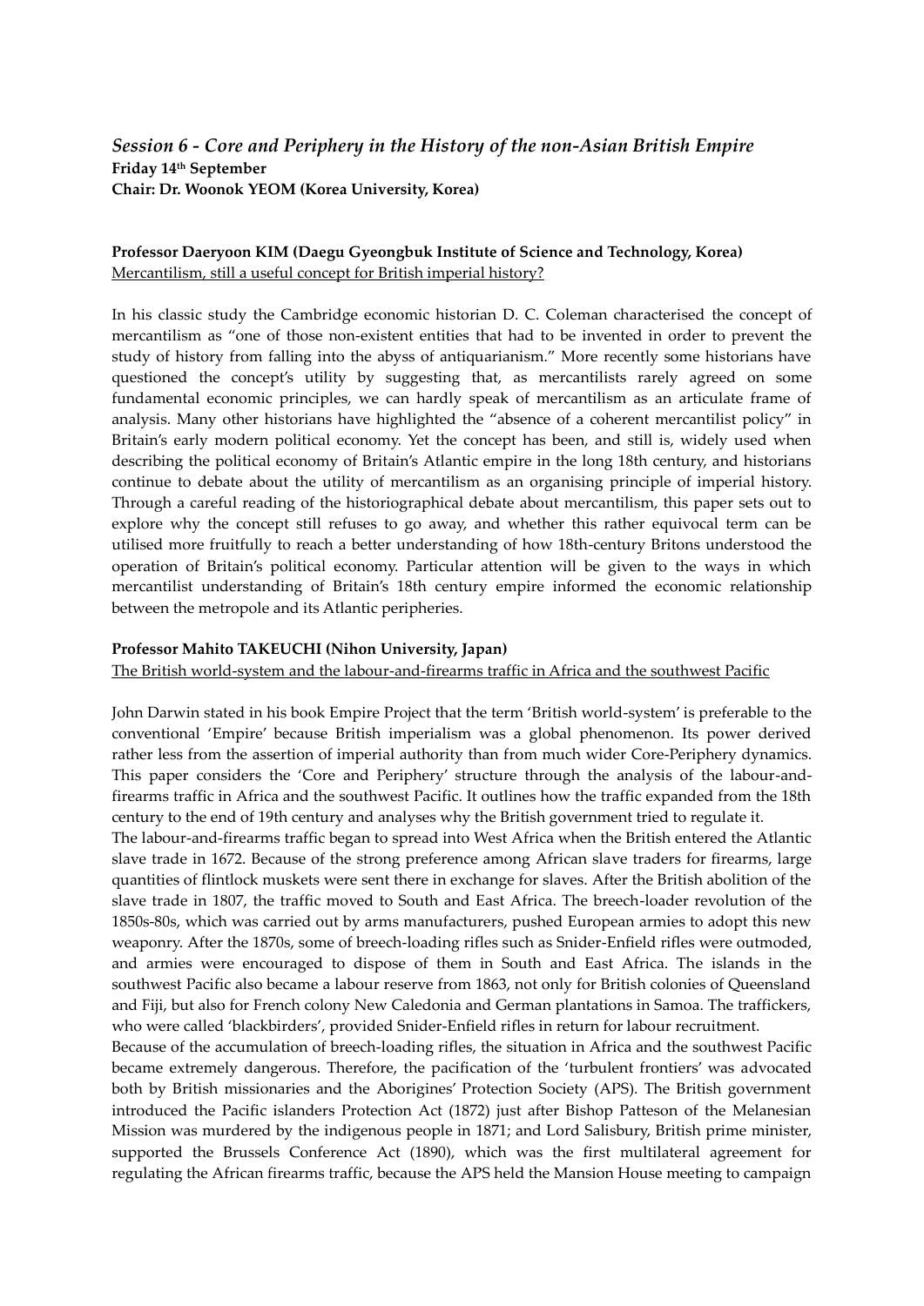## *Session 6 - Core and Periphery in the History of the non-Asian British Empire*

**Friday 14th September**
**Chair: Dr. Woonok YEOM (Korea University, Korea)**

**Professor Daeryoon KIM (Daegu Gyeongbuk Institute of Science and Technology, Korea)**
Mercantilism, still a useful concept for British imperial history?

In his classic study the Cambridge economic historian D. C. Coleman characterised the concept of mercantilism as "one of those non-existent entities that had to be invented in order to prevent the study of history from falling into the abyss of antiquarianism." More recently some historians have questioned the concept's utility by suggesting that, as mercantilists rarely agreed on some fundamental economic principles, we can hardly speak of mercantilism as an articulate frame of analysis. Many other historians have highlighted the "absence of a coherent mercantilist policy" in Britain's early modern political economy. Yet the concept has been, and still is, widely used when describing the political economy of Britain's Atlantic empire in the long 18th century, and historians continue to debate about the utility of mercantilism as an organising principle of imperial history. Through a careful reading of the historiographical debate about mercantilism, this paper sets out to explore why the concept still refuses to go away, and whether this rather equivocal term can be utilised more fruitfully to reach a better understanding of how 18th-century Britons understood the operation of Britain's political economy. Particular attention will be given to the ways in which mercantilist understanding of Britain's 18th century empire informed the economic relationship between the metropole and its Atlantic peripheries.

**Professor Mahito TAKEUCHI (Nihon University, Japan)**
The British world-system and the labour-and-firearms traffic in Africa and the southwest Pacific

John Darwin stated in his book Empire Project that the term 'British world-system' is preferable to the conventional 'Empire' because British imperialism was a global phenomenon. Its power derived rather less from the assertion of imperial authority than from much wider Core-Periphery dynamics. This paper considers the 'Core and Periphery' structure through the analysis of the labour-and-firearms traffic in Africa and the southwest Pacific. It outlines how the traffic expanded from the 18th century to the end of 19th century and analyses why the British government tried to regulate it.

The labour-and-firearms traffic began to spread into West Africa when the British entered the Atlantic slave trade in 1672. Because of the strong preference among African slave traders for firearms, large quantities of flintlock muskets were sent there in exchange for slaves. After the British abolition of the slave trade in 1807, the traffic moved to South and East Africa. The breech-loader revolution of the 1850s-80s, which was carried out by arms manufacturers, pushed European armies to adopt this new weaponry. After the 1870s, some of breech-loading rifles such as Snider-Enfield rifles were outmoded, and armies were encouraged to dispose of them in South and East Africa. The islands in the southwest Pacific also became a labour reserve from 1863, not only for British colonies of Queensland and Fiji, but also for French colony New Caledonia and German plantations in Samoa. The traffickers, who were called 'blackbirders', provided Snider-Enfield rifles in return for labour recruitment.

Because of the accumulation of breech-loading rifles, the situation in Africa and the southwest Pacific became extremely dangerous. Therefore, the pacification of the 'turbulent frontiers' was advocated both by British missionaries and the Aborigines' Protection Society (APS). The British government introduced the Pacific islanders Protection Act (1872) just after Bishop Patteson of the Melanesian Mission was murdered by the indigenous people in 1871; and Lord Salisbury, British prime minister, supported the Brussels Conference Act (1890), which was the first multilateral agreement for regulating the African firearms traffic, because the APS held the Mansion House meeting to campaign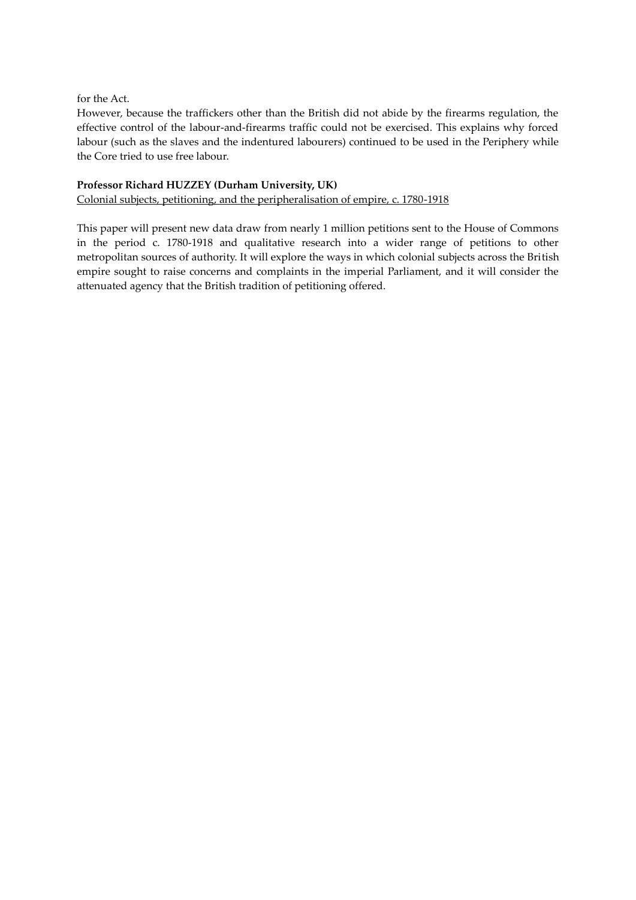for the Act.

However, because the traffickers other than the British did not abide by the firearms regulation, the effective control of the labour-and-firearms traffic could not be exercised. This explains why forced labour (such as the slaves and the indentured labourers) continued to be used in the Periphery while the Core tried to use free labour.

**Professor Richard HUZZEY (Durham University, UK)**

<u>Colonial subjects, petitioning, and the peripheralisation of empire, c. 1780-1918</u>

This paper will present new data draw from nearly 1 million petitions sent to the House of Commons in the period c. 1780-1918 and qualitative research into a wider range of petitions to other metropolitan sources of authority. It will explore the ways in which colonial subjects across the British empire sought to raise concerns and complaints in the imperial Parliament, and it will consider the attenuated agency that the British tradition of petitioning offered.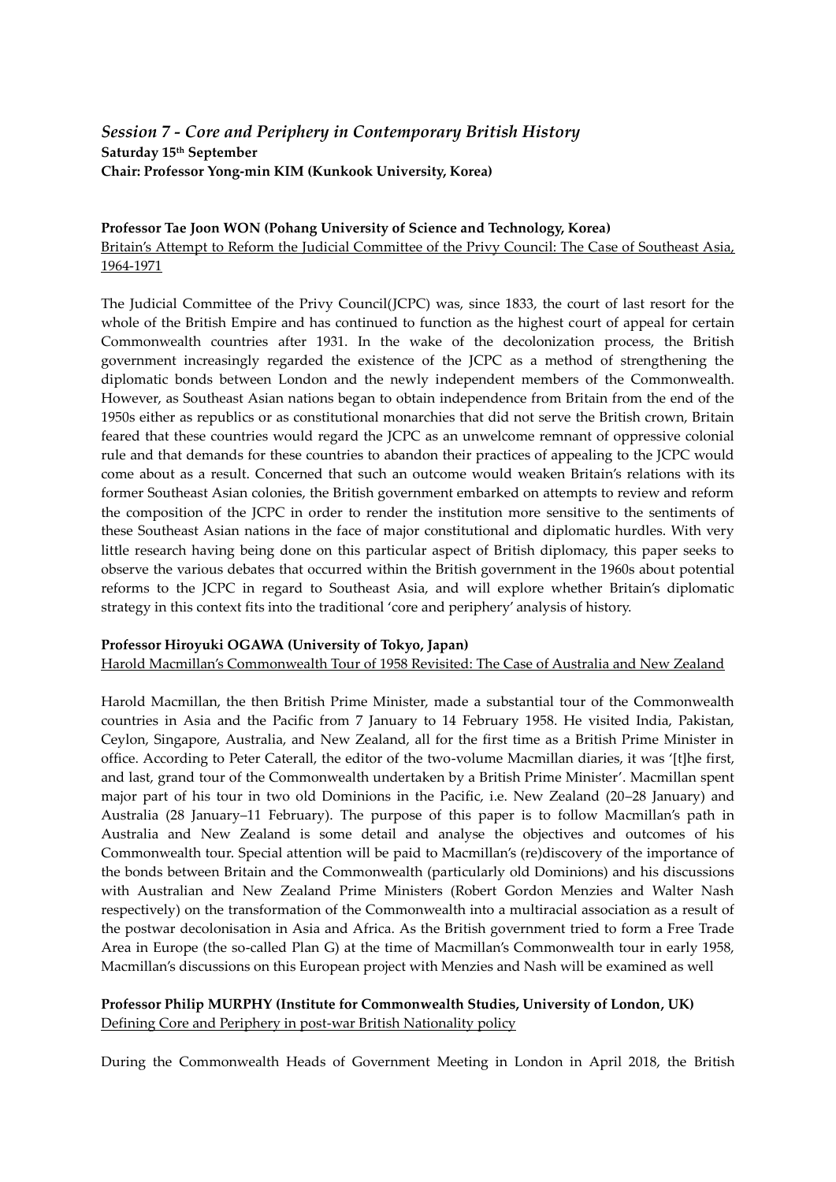## *Session 7 - Core and Periphery in Contemporary British History*

**Saturday 15th September**
**Chair: Professor Yong-min KIM (Kunkook University, Korea)**

**Professor Tae Joon WON (Pohang University of Science and Technology, Korea)**
Britain's Attempt to Reform the Judicial Committee of the Privy Council: The Case of Southeast Asia, 1964-1971

The Judicial Committee of the Privy Council(JCPC) was, since 1833, the court of last resort for the whole of the British Empire and has continued to function as the highest court of appeal for certain Commonwealth countries after 1931. In the wake of the decolonization process, the British government increasingly regarded the existence of the JCPC as a method of strengthening the diplomatic bonds between London and the newly independent members of the Commonwealth. However, as Southeast Asian nations began to obtain independence from Britain from the end of the 1950s either as republics or as constitutional monarchies that did not serve the British crown, Britain feared that these countries would regard the JCPC as an unwelcome remnant of oppressive colonial rule and that demands for these countries to abandon their practices of appealing to the JCPC would come about as a result. Concerned that such an outcome would weaken Britain's relations with its former Southeast Asian colonies, the British government embarked on attempts to review and reform the composition of the JCPC in order to render the institution more sensitive to the sentiments of these Southeast Asian nations in the face of major constitutional and diplomatic hurdles. With very little research having being done on this particular aspect of British diplomacy, this paper seeks to observe the various debates that occurred within the British government in the 1960s about potential reforms to the JCPC in regard to Southeast Asia, and will explore whether Britain's diplomatic strategy in this context fits into the traditional 'core and periphery' analysis of history.

**Professor Hiroyuki OGAWA (University of Tokyo, Japan)**
Harold Macmillan's Commonwealth Tour of 1958 Revisited: The Case of Australia and New Zealand

Harold Macmillan, the then British Prime Minister, made a substantial tour of the Commonwealth countries in Asia and the Pacific from 7 January to 14 February 1958. He visited India, Pakistan, Ceylon, Singapore, Australia, and New Zealand, all for the first time as a British Prime Minister in office. According to Peter Caterall, the editor of the two-volume Macmillan diaries, it was '[t]he first, and last, grand tour of the Commonwealth undertaken by a British Prime Minister'. Macmillan spent major part of his tour in two old Dominions in the Pacific, i.e. New Zealand (20–28 January) and Australia (28 January–11 February). The purpose of this paper is to follow Macmillan's path in Australia and New Zealand is some detail and analyse the objectives and outcomes of his Commonwealth tour. Special attention will be paid to Macmillan's (re)discovery of the importance of the bonds between Britain and the Commonwealth (particularly old Dominions) and his discussions with Australian and New Zealand Prime Ministers (Robert Gordon Menzies and Walter Nash respectively) on the transformation of the Commonwealth into a multiracial association as a result of the postwar decolonisation in Asia and Africa. As the British government tried to form a Free Trade Area in Europe (the so-called Plan G) at the time of Macmillan's Commonwealth tour in early 1958, Macmillan's discussions on this European project with Menzies and Nash will be examined as well

**Professor Philip MURPHY (Institute for Commonwealth Studies, University of London, UK)**
Defining Core and Periphery in post-war British Nationality policy

During the Commonwealth Heads of Government Meeting in London in April 2018, the British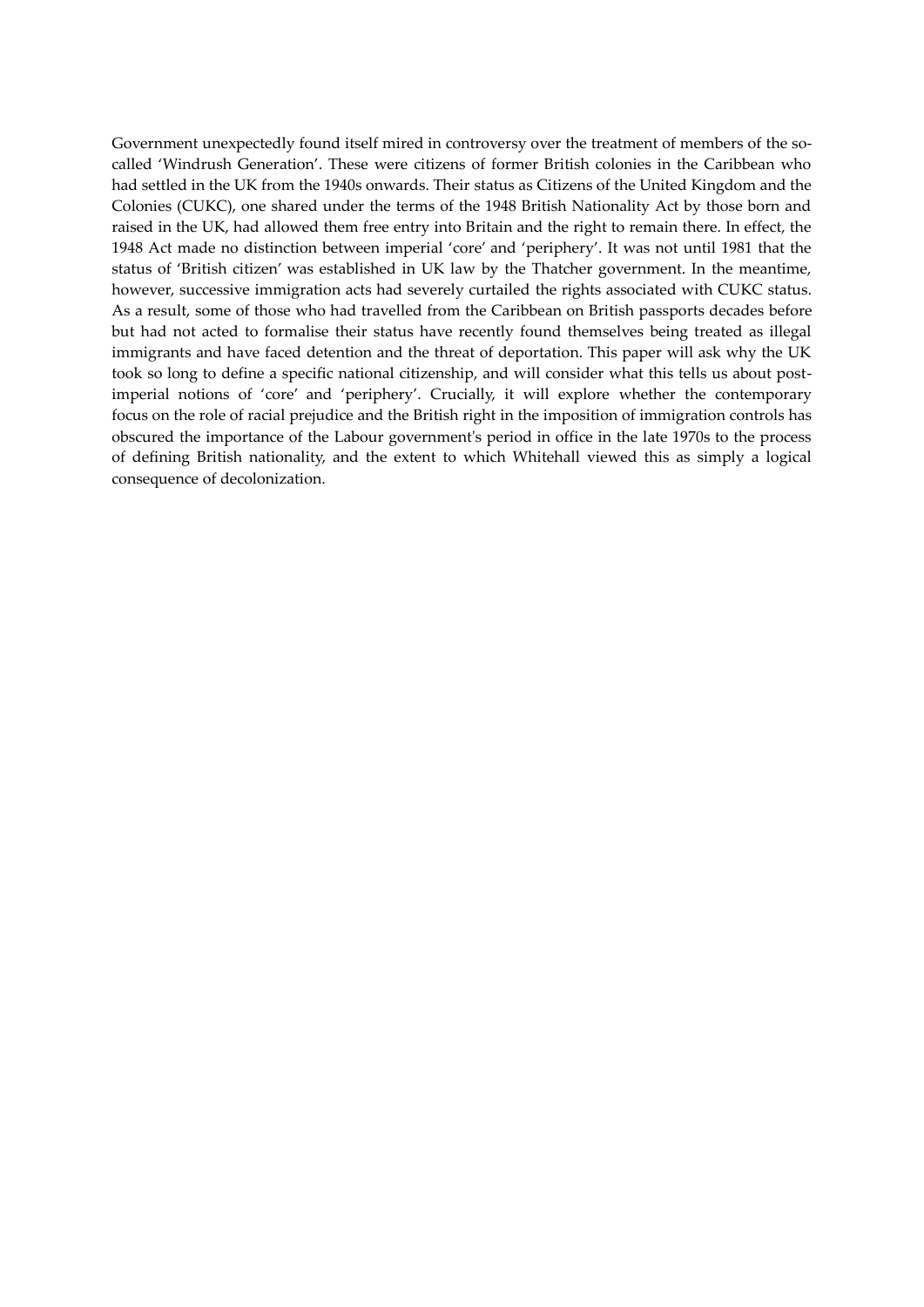Government unexpectedly found itself mired in controversy over the treatment of members of the so-called 'Windrush Generation'. These were citizens of former British colonies in the Caribbean who had settled in the UK from the 1940s onwards. Their status as Citizens of the United Kingdom and the Colonies (CUKC), one shared under the terms of the 1948 British Nationality Act by those born and raised in the UK, had allowed them free entry into Britain and the right to remain there. In effect, the 1948 Act made no distinction between imperial 'core' and 'periphery'. It was not until 1981 that the status of 'British citizen' was established in UK law by the Thatcher government. In the meantime, however, successive immigration acts had severely curtailed the rights associated with CUKC status. As a result, some of those who had travelled from the Caribbean on British passports decades before but had not acted to formalise their status have recently found themselves being treated as illegal immigrants and have faced detention and the threat of deportation. This paper will ask why the UK took so long to define a specific national citizenship, and will consider what this tells us about post-imperial notions of 'core' and 'periphery'. Crucially, it will explore whether the contemporary focus on the role of racial prejudice and the British right in the imposition of immigration controls has obscured the importance of the Labour government's period in office in the late 1970s to the process of defining British nationality, and the extent to which Whitehall viewed this as simply a logical consequence of decolonization.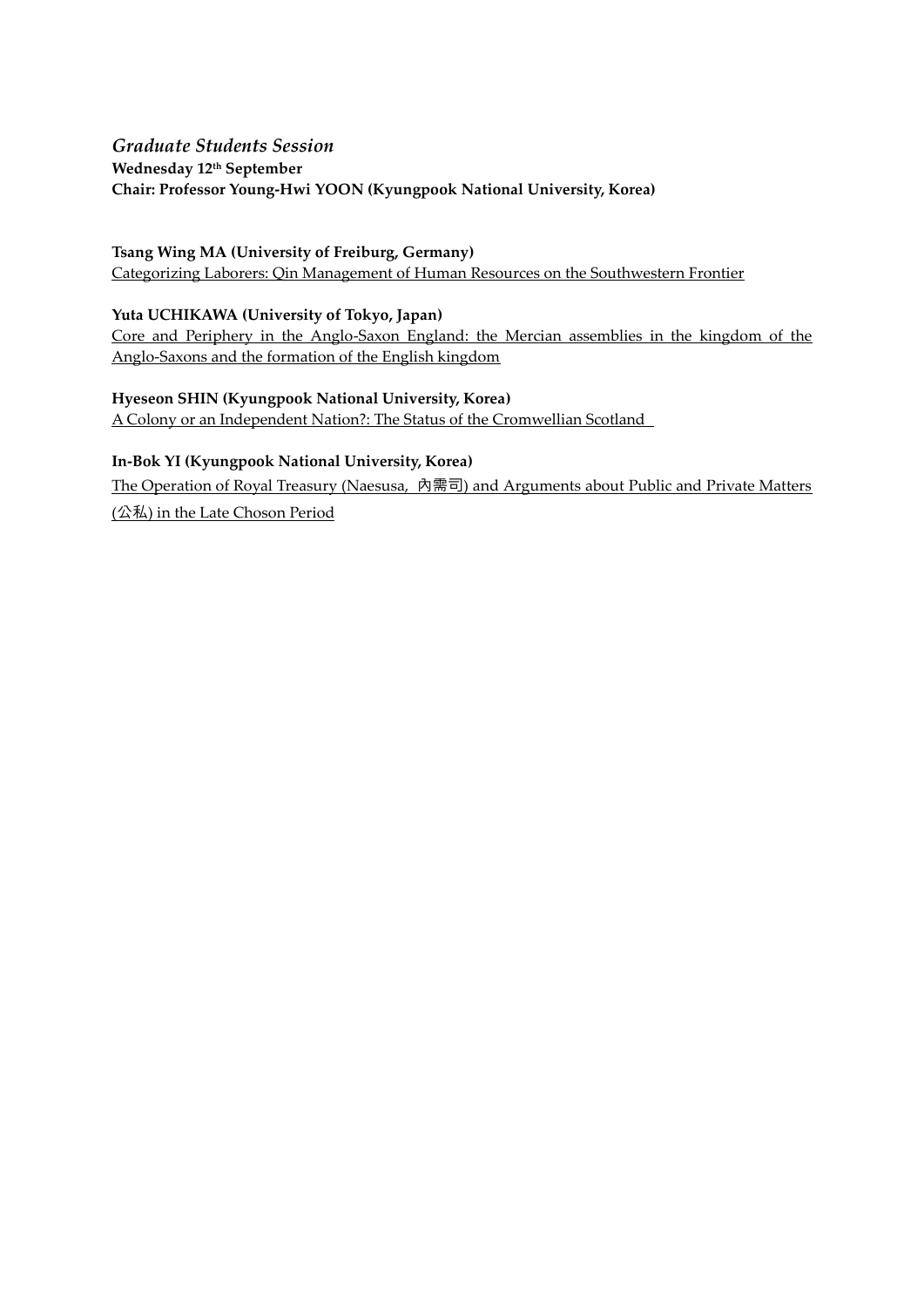## *Graduate Students Session*

**Wednesday 12th September**

**Chair: Professor Young-Hwi YOON (Kyungpook National University, Korea)**

**Tsang Wing MA (University of Freiburg, Germany)**
Categorizing Laborers: Qin Management of Human Resources on the Southwestern Frontier

**Yuta UCHIKAWA (University of Tokyo, Japan)**
Core and Periphery in the Anglo-Saxon England: the Mercian assemblies in the kingdom of the Anglo-Saxons and the formation of the English kingdom

**Hyeseon SHIN (Kyungpook National University, Korea)**
A Colony or an Independent Nation?: The Status of the Cromwellian Scotland

**In-Bok YI (Kyungpook National University, Korea)**
The Operation of Royal Treasury (Naesusa, 內需司) and Arguments about Public and Private Matters (公私) in the Late Choson Period